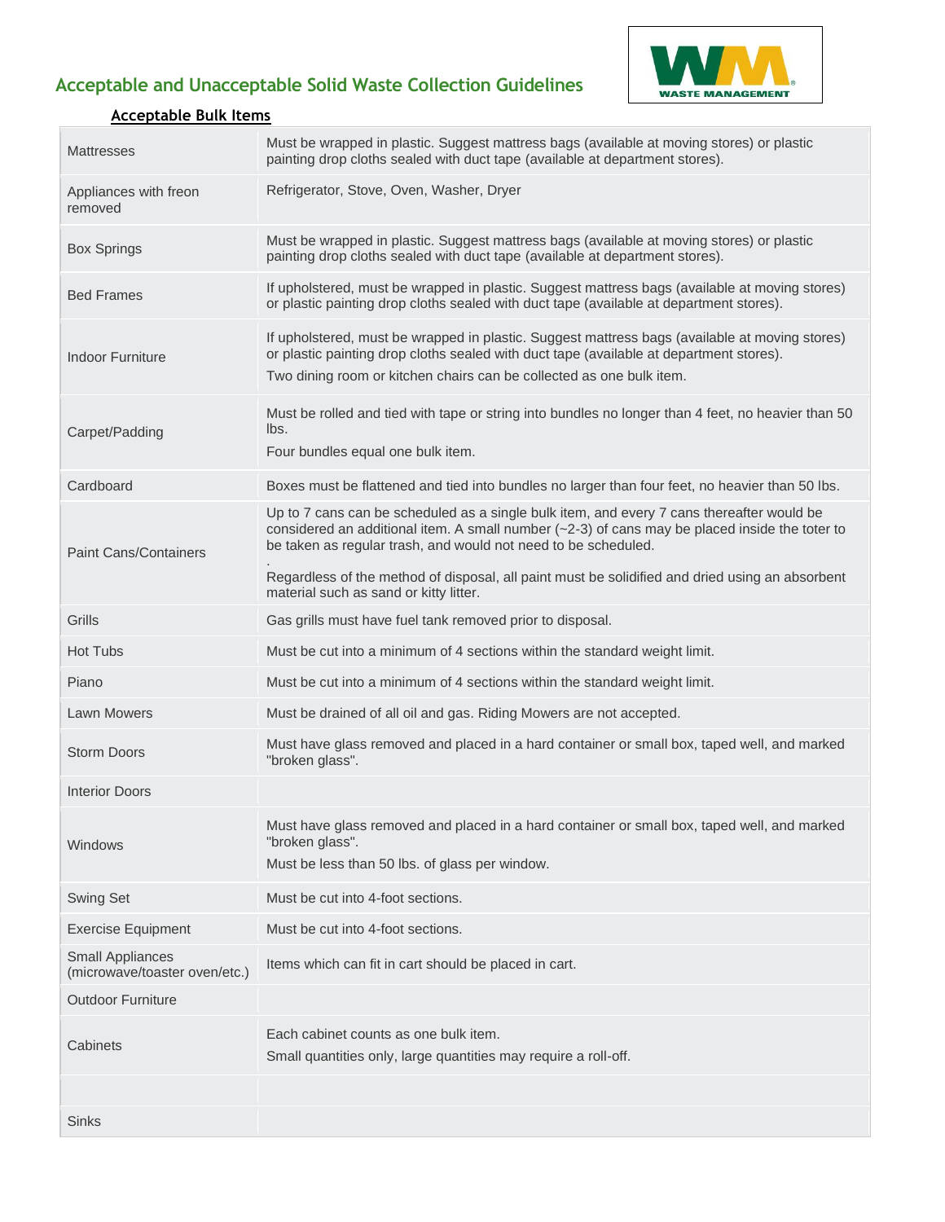# Acceptable and Unacceptable Solid Waste Collection Guidelines

WASTE MANAGEMENT

## Acceptable Bulk Items

| Item | Guidelines |
|---|---|
| Mattresses | Must be wrapped in plastic. Suggest mattress bags (available at moving stores) or plastic painting drop cloths sealed with duct tape (available at department stores). |
| Appliances with freon removed | Refrigerator, Stove, Oven, Washer, Dryer |
| Box Springs | Must be wrapped in plastic. Suggest mattress bags (available at moving stores) or plastic painting drop cloths sealed with duct tape (available at department stores). |
| Bed Frames | If upholstered, must be wrapped in plastic. Suggest mattress bags (available at moving stores) or plastic painting drop cloths sealed with duct tape (available at department stores). |
| Indoor Furniture | If upholstered, must be wrapped in plastic. Suggest mattress bags (available at moving stores) or plastic painting drop cloths sealed with duct tape (available at department stores). Two dining room or kitchen chairs can be collected as one bulk item. |
| Carpet/Padding | Must be rolled and tied with tape or string into bundles no longer than 4 feet, no heavier than 50 lbs. Four bundles equal one bulk item. |
| Cardboard | Boxes must be flattened and tied into bundles no larger than four feet, no heavier than 50 lbs. |
| Paint Cans/Containers | Up to 7 cans can be scheduled as a single bulk item, and every 7 cans thereafter would be considered an additional item. A small number (~2-3) of cans may be placed inside the toter to be taken as regular trash, and would not need to be scheduled. . Regardless of the method of disposal, all paint must be solidified and dried using an absorbent material such as sand or kitty litter. |
| Grills | Gas grills must have fuel tank removed prior to disposal. |
| Hot Tubs | Must be cut into a minimum of 4 sections within the standard weight limit. |
| Piano | Must be cut into a minimum of 4 sections within the standard weight limit. |
| Lawn Mowers | Must be drained of all oil and gas. Riding Mowers are not accepted. |
| Storm Doors | Must have glass removed and placed in a hard container or small box, taped well, and marked "broken glass". |
| Interior Doors | |
| Windows | Must have glass removed and placed in a hard container or small box, taped well, and marked "broken glass". Must be less than 50 lbs. of glass per window. |
| Swing Set | Must be cut into 4-foot sections. |
| Exercise Equipment | Must be cut into 4-foot sections. |
| Small Appliances (microwave/toaster oven/etc.) | Items which can fit in cart should be placed in cart. |
| Outdoor Furniture | |
| Cabinets | Each cabinet counts as one bulk item. Small quantities only, large quantities may require a roll-off. |
| | |
| Sinks | |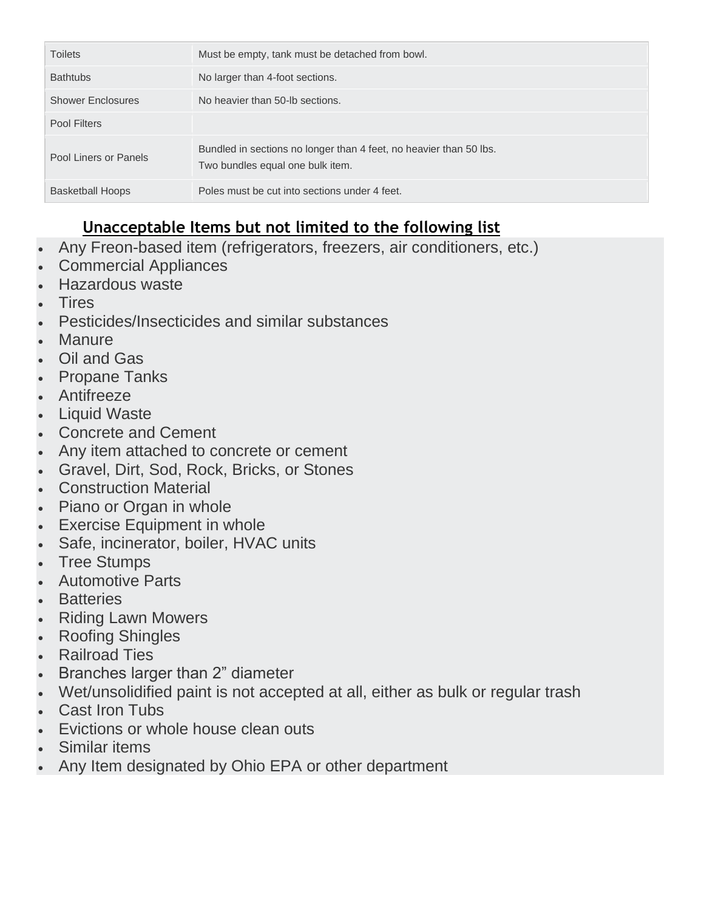| | |
|---|---|
| Toilets | Must be empty, tank must be detached from bowl. |
| Bathtubs | No larger than 4-foot sections. |
| Shower Enclosures | No heavier than 50-lb sections. |
| Pool Filters | |
| Pool Liners or Panels | Bundled in sections no longer than 4 feet, no heavier than 50 lbs. Two bundles equal one bulk item. |
| Basketball Hoops | Poles must be cut into sections under 4 feet. |

**Unacceptable Items but not limited to the following list**

- Any Freon-based item (refrigerators, freezers, air conditioners, etc.)
- Commercial Appliances
- Hazardous waste
- Tires
- Pesticides/Insecticides and similar substances
- Manure
- Oil and Gas
- Propane Tanks
- Antifreeze
- Liquid Waste
- Concrete and Cement
- Any item attached to concrete or cement
- Gravel, Dirt, Sod, Rock, Bricks, or Stones
- Construction Material
- Piano or Organ in whole
- Exercise Equipment in whole
- Safe, incinerator, boiler, HVAC units
- Tree Stumps
- Automotive Parts
- Batteries
- Riding Lawn Mowers
- Roofing Shingles
- Railroad Ties
- Branches larger than 2" diameter
- Wet/unsolidified paint is not accepted at all, either as bulk or regular trash
- Cast Iron Tubs
- Evictions or whole house clean outs
- Similar items
- Any Item designated by Ohio EPA or other department